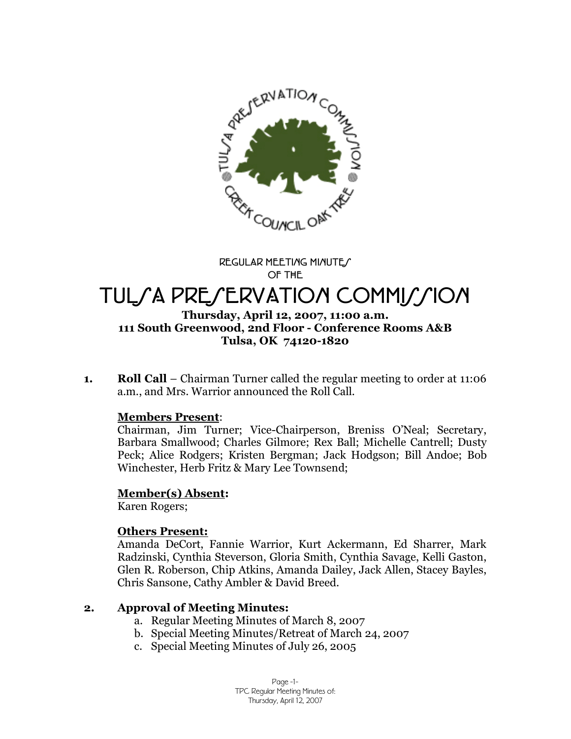REGULAR MEETING MINUTES
OF THE

# TULSA PRESERVATION COMMISSION

**Thursday, April 12, 2007, 11:00 a.m.**
**111 South Greenwood, 2nd Floor - Conference Rooms A&B**
**Tulsa, OK 74120-1820**

1. **Roll Call** – Chairman Turner called the regular meeting to order at 11:06 a.m., and Mrs. Warrior announced the Roll Call.

   **Members Present**:
   Chairman, Jim Turner; Vice-Chairperson, Breniss O'Neal; Secretary, Barbara Smallwood; Charles Gilmore; Rex Ball; Michelle Cantrell; Dusty Peck; Alice Rodgers; Kristen Bergman; Jack Hodgson; Bill Andoe; Bob Winchester, Herb Fritz & Mary Lee Townsend;

   **Member(s) Absent:**
   Karen Rogers;

   **Others Present:**
   Amanda DeCort, Fannie Warrior, Kurt Ackermann, Ed Sharrer, Mark Radzinski, Cynthia Steverson, Gloria Smith, Cynthia Savage, Kelli Gaston, Glen R. Roberson, Chip Atkins, Amanda Dailey, Jack Allen, Stacey Bayles, Chris Sansone, Cathy Ambler & David Breed.

2. **Approval of Meeting Minutes:**
   a. Regular Meeting Minutes of March 8, 2007
   b. Special Meeting Minutes/Retreat of March 24, 2007
   c. Special Meeting Minutes of July 26, 2005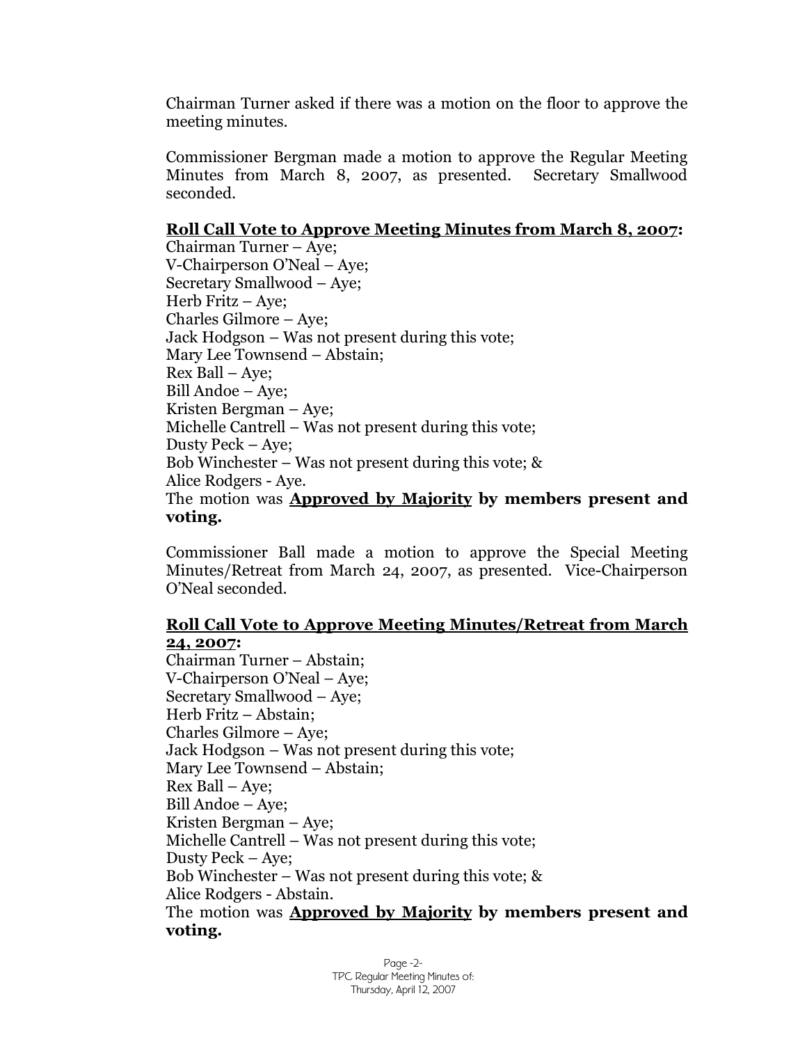Chairman Turner asked if there was a motion on the floor to approve the meeting minutes.

Commissioner Bergman made a motion to approve the Regular Meeting Minutes from March 8, 2007, as presented. Secretary Smallwood seconded.

**<u>Roll Call Vote to Approve Meeting Minutes from March 8, 2007</u>:**
Chairman Turner – Aye;
V-Chairperson O'Neal – Aye;
Secretary Smallwood – Aye;
Herb Fritz – Aye;
Charles Gilmore – Aye;
Jack Hodgson – Was not present during this vote;
Mary Lee Townsend – Abstain;
Rex Ball – Aye;
Bill Andoe – Aye;
Kristen Bergman – Aye;
Michelle Cantrell – Was not present during this vote;
Dusty Peck – Aye;
Bob Winchester – Was not present during this vote; &
Alice Rodgers - Aye.
The motion was **<u>Approved by Majority</u> by members present and voting.**

Commissioner Ball made a motion to approve the Special Meeting Minutes/Retreat from March 24, 2007, as presented. Vice-Chairperson O'Neal seconded.

**<u>Roll Call Vote to Approve Meeting Minutes/Retreat from March 24, 2007</u>:**
Chairman Turner – Abstain;
V-Chairperson O'Neal – Aye;
Secretary Smallwood – Aye;
Herb Fritz – Abstain;
Charles Gilmore – Aye;
Jack Hodgson – Was not present during this vote;
Mary Lee Townsend – Abstain;
Rex Ball – Aye;
Bill Andoe – Aye;
Kristen Bergman – Aye;
Michelle Cantrell – Was not present during this vote;
Dusty Peck – Aye;
Bob Winchester – Was not present during this vote; &
Alice Rodgers - Abstain.
The motion was **<u>Approved by Majority</u> by members present and voting.**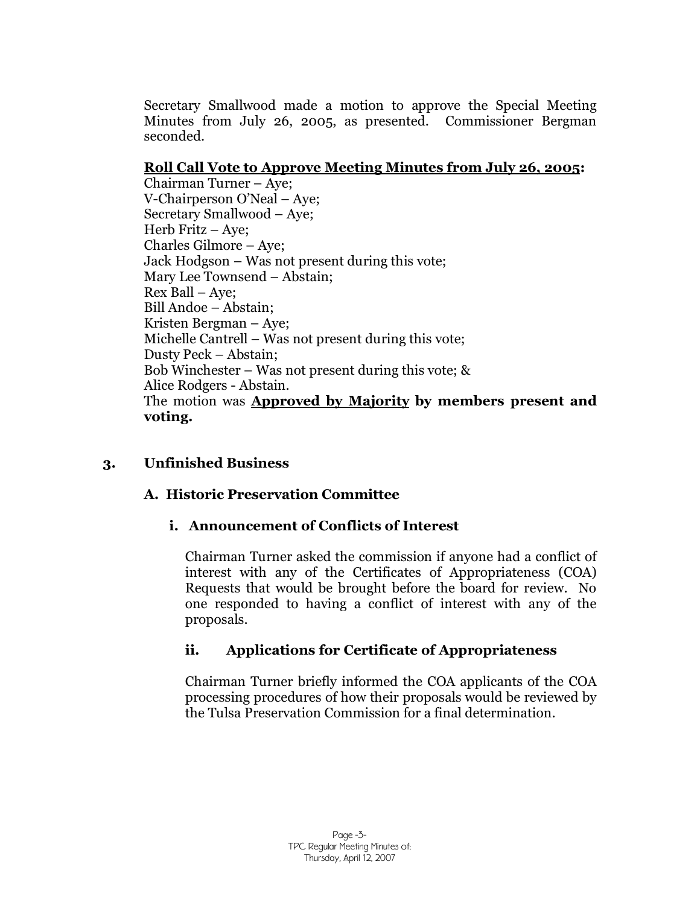Secretary Smallwood made a motion to approve the Special Meeting Minutes from July 26, 2005, as presented. Commissioner Bergman seconded.

**Roll Call Vote to Approve Meeting Minutes from July 26, 2005:**

Chairman Turner – Aye;
V-Chairperson O'Neal – Aye;
Secretary Smallwood – Aye;
Herb Fritz – Aye;
Charles Gilmore – Aye;
Jack Hodgson – Was not present during this vote;
Mary Lee Townsend – Abstain;
Rex Ball – Aye;
Bill Andoe – Abstain;
Kristen Bergman – Aye;
Michelle Cantrell – Was not present during this vote;
Dusty Peck – Abstain;
Bob Winchester – Was not present during this vote; &
Alice Rodgers - Abstain.
The motion was **Approved by Majority by members present and voting.**

## 3. Unfinished Business

### A. Historic Preservation Committee

#### i. Announcement of Conflicts of Interest

Chairman Turner asked the commission if anyone had a conflict of interest with any of the Certificates of Appropriateness (COA) Requests that would be brought before the board for review. No one responded to having a conflict of interest with any of the proposals.

#### ii. Applications for Certificate of Appropriateness

Chairman Turner briefly informed the COA applicants of the COA processing procedures of how their proposals would be reviewed by the Tulsa Preservation Commission for a final determination.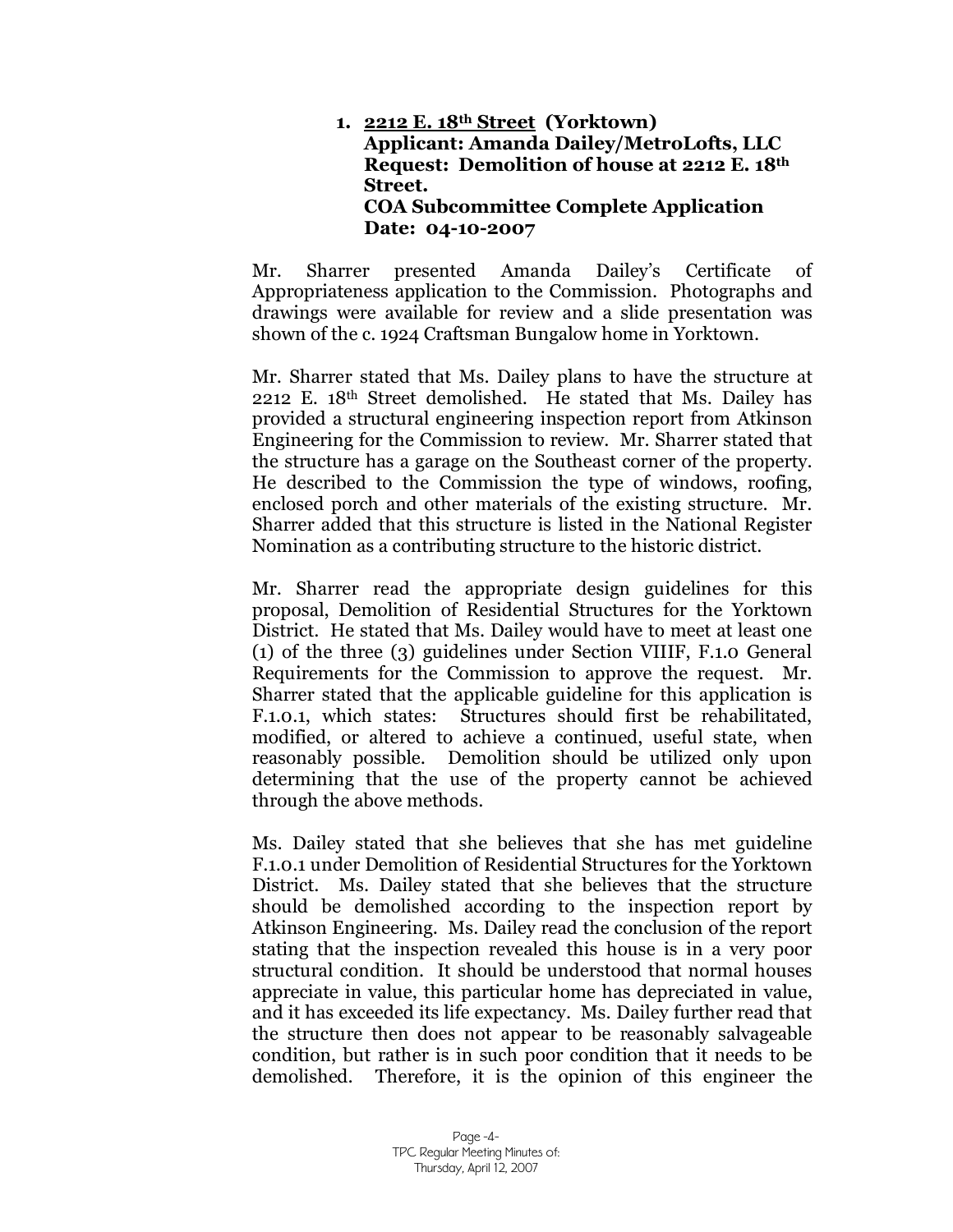1. **2212 E. 18th Street (Yorktown)**
   **Applicant: Amanda Dailey/MetroLofts, LLC**
   **Request: Demolition of house at 2212 E. 18th Street.**
   **COA Subcommittee Complete Application Date: 04-10-2007**

Mr. Sharrer presented Amanda Dailey's Certificate of Appropriateness application to the Commission. Photographs and drawings were available for review and a slide presentation was shown of the c. 1924 Craftsman Bungalow home in Yorktown.

Mr. Sharrer stated that Ms. Dailey plans to have the structure at 2212 E. 18th Street demolished. He stated that Ms. Dailey has provided a structural engineering inspection report from Atkinson Engineering for the Commission to review. Mr. Sharrer stated that the structure has a garage on the Southeast corner of the property. He described to the Commission the type of windows, roofing, enclosed porch and other materials of the existing structure. Mr. Sharrer added that this structure is listed in the National Register Nomination as a contributing structure to the historic district.

Mr. Sharrer read the appropriate design guidelines for this proposal, Demolition of Residential Structures for the Yorktown District. He stated that Ms. Dailey would have to meet at least one (1) of the three (3) guidelines under Section VIIIF, F.1.0 General Requirements for the Commission to approve the request. Mr. Sharrer stated that the applicable guideline for this application is F.1.0.1, which states: Structures should first be rehabilitated, modified, or altered to achieve a continued, useful state, when reasonably possible. Demolition should be utilized only upon determining that the use of the property cannot be achieved through the above methods.

Ms. Dailey stated that she believes that she has met guideline F.1.0.1 under Demolition of Residential Structures for the Yorktown District. Ms. Dailey stated that she believes that the structure should be demolished according to the inspection report by Atkinson Engineering. Ms. Dailey read the conclusion of the report stating that the inspection revealed this house is in a very poor structural condition. It should be understood that normal houses appreciate in value, this particular home has depreciated in value, and it has exceeded its life expectancy. Ms. Dailey further read that the structure then does not appear to be reasonably salvageable condition, but rather is in such poor condition that it needs to be demolished. Therefore, it is the opinion of this engineer the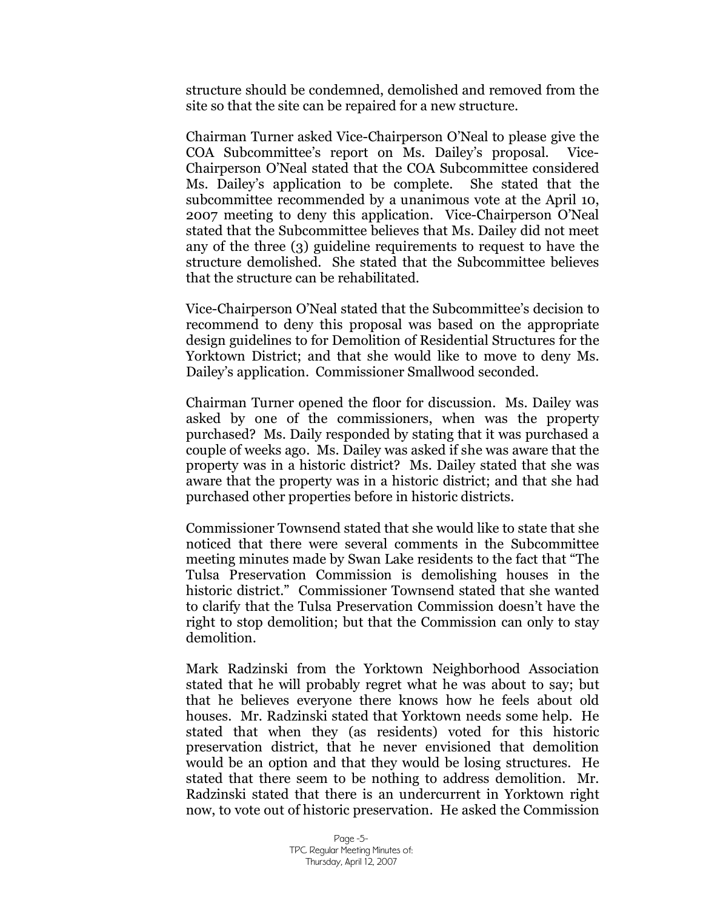structure should be condemned, demolished and removed from the site so that the site can be repaired for a new structure.

Chairman Turner asked Vice-Chairperson O'Neal to please give the COA Subcommittee's report on Ms. Dailey's proposal. Vice-Chairperson O'Neal stated that the COA Subcommittee considered Ms. Dailey's application to be complete. She stated that the subcommittee recommended by a unanimous vote at the April 10, 2007 meeting to deny this application. Vice-Chairperson O'Neal stated that the Subcommittee believes that Ms. Dailey did not meet any of the three (3) guideline requirements to request to have the structure demolished. She stated that the Subcommittee believes that the structure can be rehabilitated.

Vice-Chairperson O'Neal stated that the Subcommittee's decision to recommend to deny this proposal was based on the appropriate design guidelines to for Demolition of Residential Structures for the Yorktown District; and that she would like to move to deny Ms. Dailey's application. Commissioner Smallwood seconded.

Chairman Turner opened the floor for discussion. Ms. Dailey was asked by one of the commissioners, when was the property purchased? Ms. Daily responded by stating that it was purchased a couple of weeks ago. Ms. Dailey was asked if she was aware that the property was in a historic district? Ms. Dailey stated that she was aware that the property was in a historic district; and that she had purchased other properties before in historic districts.

Commissioner Townsend stated that she would like to state that she noticed that there were several comments in the Subcommittee meeting minutes made by Swan Lake residents to the fact that "The Tulsa Preservation Commission is demolishing houses in the historic district." Commissioner Townsend stated that she wanted to clarify that the Tulsa Preservation Commission doesn't have the right to stop demolition; but that the Commission can only to stay demolition.

Mark Radzinski from the Yorktown Neighborhood Association stated that he will probably regret what he was about to say; but that he believes everyone there knows how he feels about old houses. Mr. Radzinski stated that Yorktown needs some help. He stated that when they (as residents) voted for this historic preservation district, that he never envisioned that demolition would be an option and that they would be losing structures. He stated that there seem to be nothing to address demolition. Mr. Radzinski stated that there is an undercurrent in Yorktown right now, to vote out of historic preservation. He asked the Commission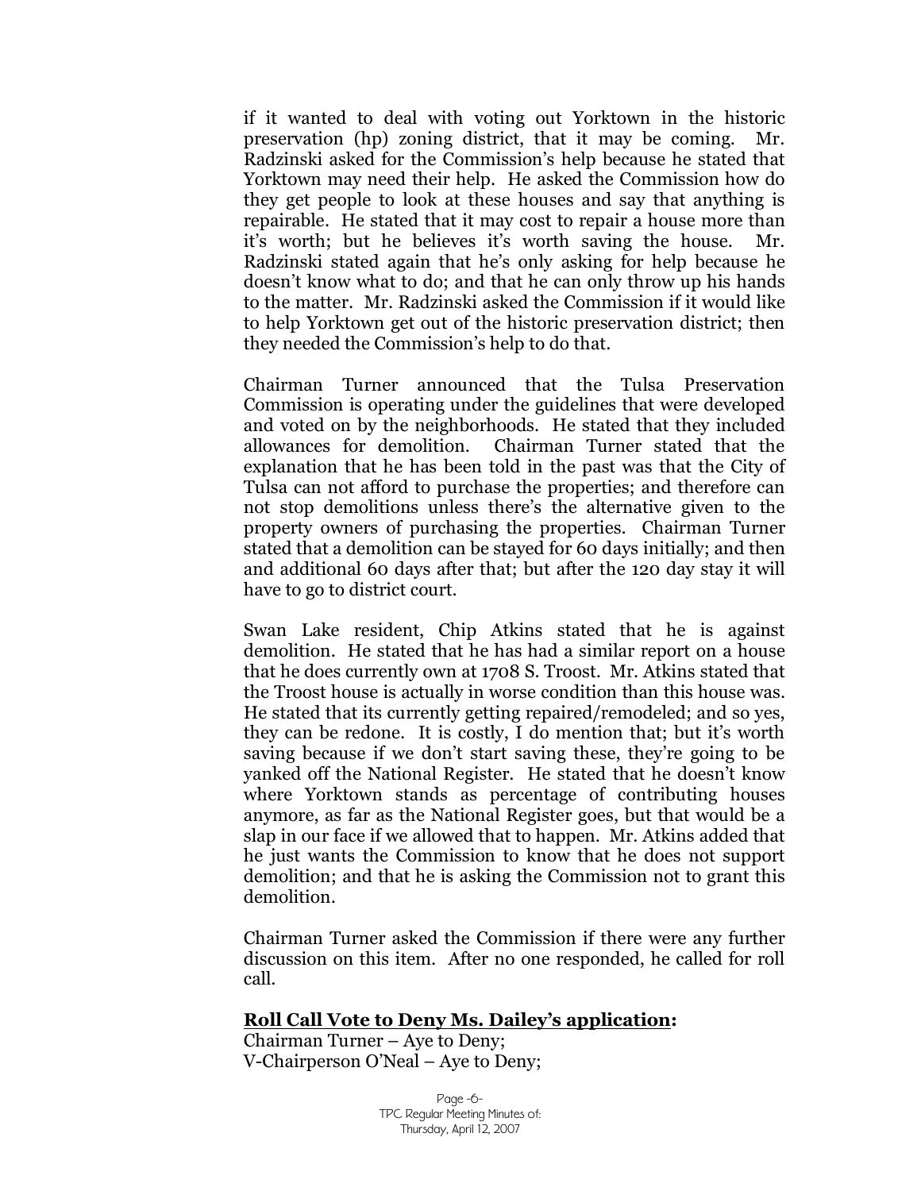if it wanted to deal with voting out Yorktown in the historic preservation (hp) zoning district, that it may be coming. Mr. Radzinski asked for the Commission's help because he stated that Yorktown may need their help. He asked the Commission how do they get people to look at these houses and say that anything is repairable. He stated that it may cost to repair a house more than it's worth; but he believes it's worth saving the house. Mr. Radzinski stated again that he's only asking for help because he doesn't know what to do; and that he can only throw up his hands to the matter. Mr. Radzinski asked the Commission if it would like to help Yorktown get out of the historic preservation district; then they needed the Commission's help to do that.

Chairman Turner announced that the Tulsa Preservation Commission is operating under the guidelines that were developed and voted on by the neighborhoods. He stated that they included allowances for demolition. Chairman Turner stated that the explanation that he has been told in the past was that the City of Tulsa can not afford to purchase the properties; and therefore can not stop demolitions unless there's the alternative given to the property owners of purchasing the properties. Chairman Turner stated that a demolition can be stayed for 60 days initially; and then and additional 60 days after that; but after the 120 day stay it will have to go to district court.

Swan Lake resident, Chip Atkins stated that he is against demolition. He stated that he has had a similar report on a house that he does currently own at 1708 S. Troost. Mr. Atkins stated that the Troost house is actually in worse condition than this house was. He stated that its currently getting repaired/remodeled; and so yes, they can be redone. It is costly, I do mention that; but it's worth saving because if we don't start saving these, they're going to be yanked off the National Register. He stated that he doesn't know where Yorktown stands as percentage of contributing houses anymore, as far as the National Register goes, but that would be a slap in our face if we allowed that to happen. Mr. Atkins added that he just wants the Commission to know that he does not support demolition; and that he is asking the Commission not to grant this demolition.

Chairman Turner asked the Commission if there were any further discussion on this item. After no one responded, he called for roll call.

**Roll Call Vote to Deny Ms. Dailey's application:**
Chairman Turner – Aye to Deny;
V-Chairperson O'Neal – Aye to Deny;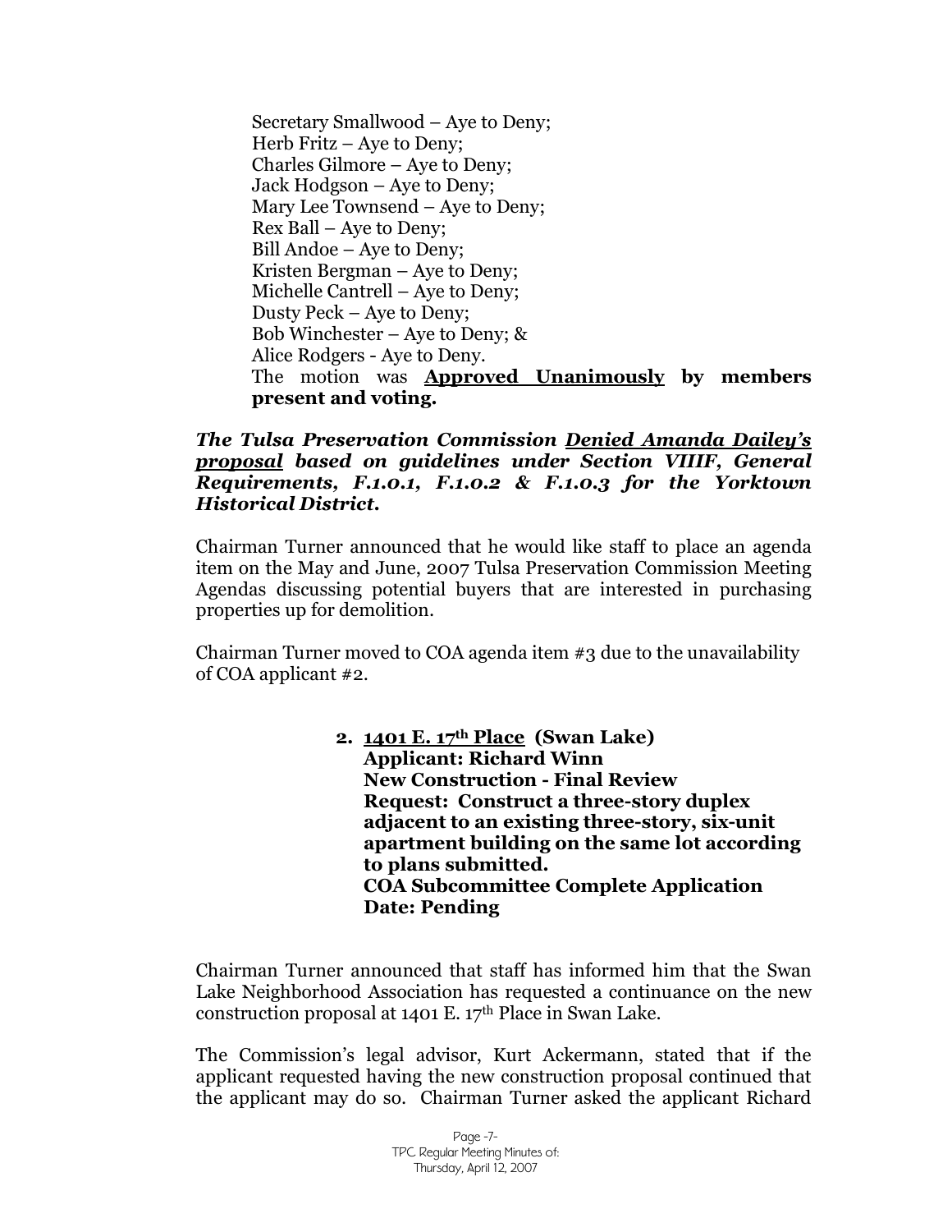Secretary Smallwood – Aye to Deny;
Herb Fritz – Aye to Deny;
Charles Gilmore – Aye to Deny;
Jack Hodgson – Aye to Deny;
Mary Lee Townsend – Aye to Deny;
Rex Ball – Aye to Deny;
Bill Andoe – Aye to Deny;
Kristen Bergman – Aye to Deny;
Michelle Cantrell – Aye to Deny;
Dusty Peck – Aye to Deny;
Bob Winchester – Aye to Deny; &
Alice Rodgers - Aye to Deny.
The motion was **Approved Unanimously** by members present and voting.

***The Tulsa Preservation Commission Denied Amanda Dailey's proposal based on guidelines under Section VIIIF, General Requirements, F.1.0.1, F.1.0.2 & F.1.0.3 for the Yorktown Historical District.***

Chairman Turner announced that he would like staff to place an agenda item on the May and June, 2007 Tulsa Preservation Commission Meeting Agendas discussing potential buyers that are interested in purchasing properties up for demolition.

Chairman Turner moved to COA agenda item #3 due to the unavailability of COA applicant #2.

**2. 1401 E. 17th Place (Swan Lake)**
**Applicant: Richard Winn**
**New Construction - Final Review**
**Request: Construct a three-story duplex adjacent to an existing three-story, six-unit apartment building on the same lot according to plans submitted.**
**COA Subcommittee Complete Application Date: Pending**

Chairman Turner announced that staff has informed him that the Swan Lake Neighborhood Association has requested a continuance on the new construction proposal at 1401 E. 17th Place in Swan Lake.

The Commission's legal advisor, Kurt Ackermann, stated that if the applicant requested having the new construction proposal continued that the applicant may do so. Chairman Turner asked the applicant Richard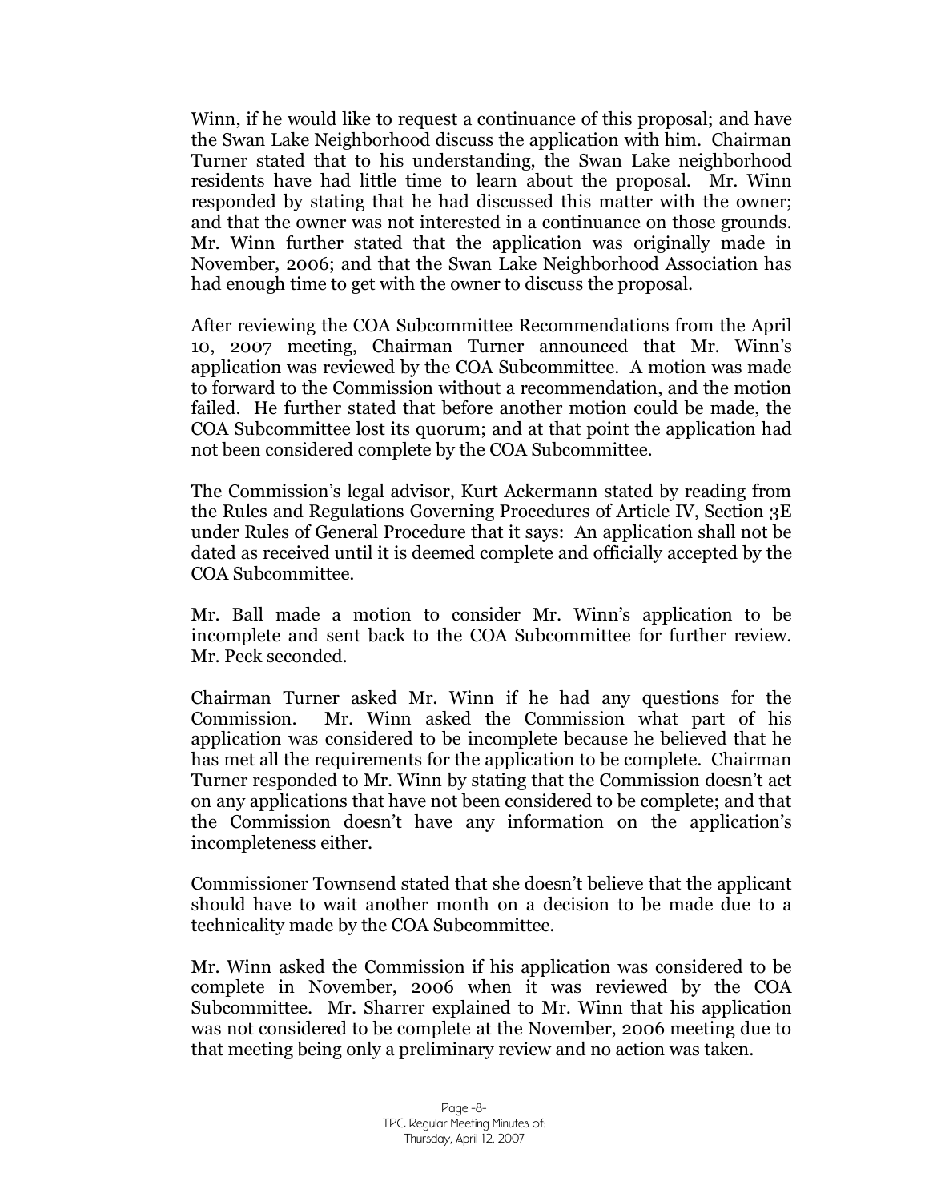Winn, if he would like to request a continuance of this proposal; and have the Swan Lake Neighborhood discuss the application with him. Chairman Turner stated that to his understanding, the Swan Lake neighborhood residents have had little time to learn about the proposal. Mr. Winn responded by stating that he had discussed this matter with the owner; and that the owner was not interested in a continuance on those grounds. Mr. Winn further stated that the application was originally made in November, 2006; and that the Swan Lake Neighborhood Association has had enough time to get with the owner to discuss the proposal.

After reviewing the COA Subcommittee Recommendations from the April 10, 2007 meeting, Chairman Turner announced that Mr. Winn's application was reviewed by the COA Subcommittee. A motion was made to forward to the Commission without a recommendation, and the motion failed. He further stated that before another motion could be made, the COA Subcommittee lost its quorum; and at that point the application had not been considered complete by the COA Subcommittee.

The Commission's legal advisor, Kurt Ackermann stated by reading from the Rules and Regulations Governing Procedures of Article IV, Section 3E under Rules of General Procedure that it says: An application shall not be dated as received until it is deemed complete and officially accepted by the COA Subcommittee.

Mr. Ball made a motion to consider Mr. Winn's application to be incomplete and sent back to the COA Subcommittee for further review. Mr. Peck seconded.

Chairman Turner asked Mr. Winn if he had any questions for the Commission. Mr. Winn asked the Commission what part of his application was considered to be incomplete because he believed that he has met all the requirements for the application to be complete. Chairman Turner responded to Mr. Winn by stating that the Commission doesn't act on any applications that have not been considered to be complete; and that the Commission doesn't have any information on the application's incompleteness either.

Commissioner Townsend stated that she doesn't believe that the applicant should have to wait another month on a decision to be made due to a technicality made by the COA Subcommittee.

Mr. Winn asked the Commission if his application was considered to be complete in November, 2006 when it was reviewed by the COA Subcommittee. Mr. Sharrer explained to Mr. Winn that his application was not considered to be complete at the November, 2006 meeting due to that meeting being only a preliminary review and no action was taken.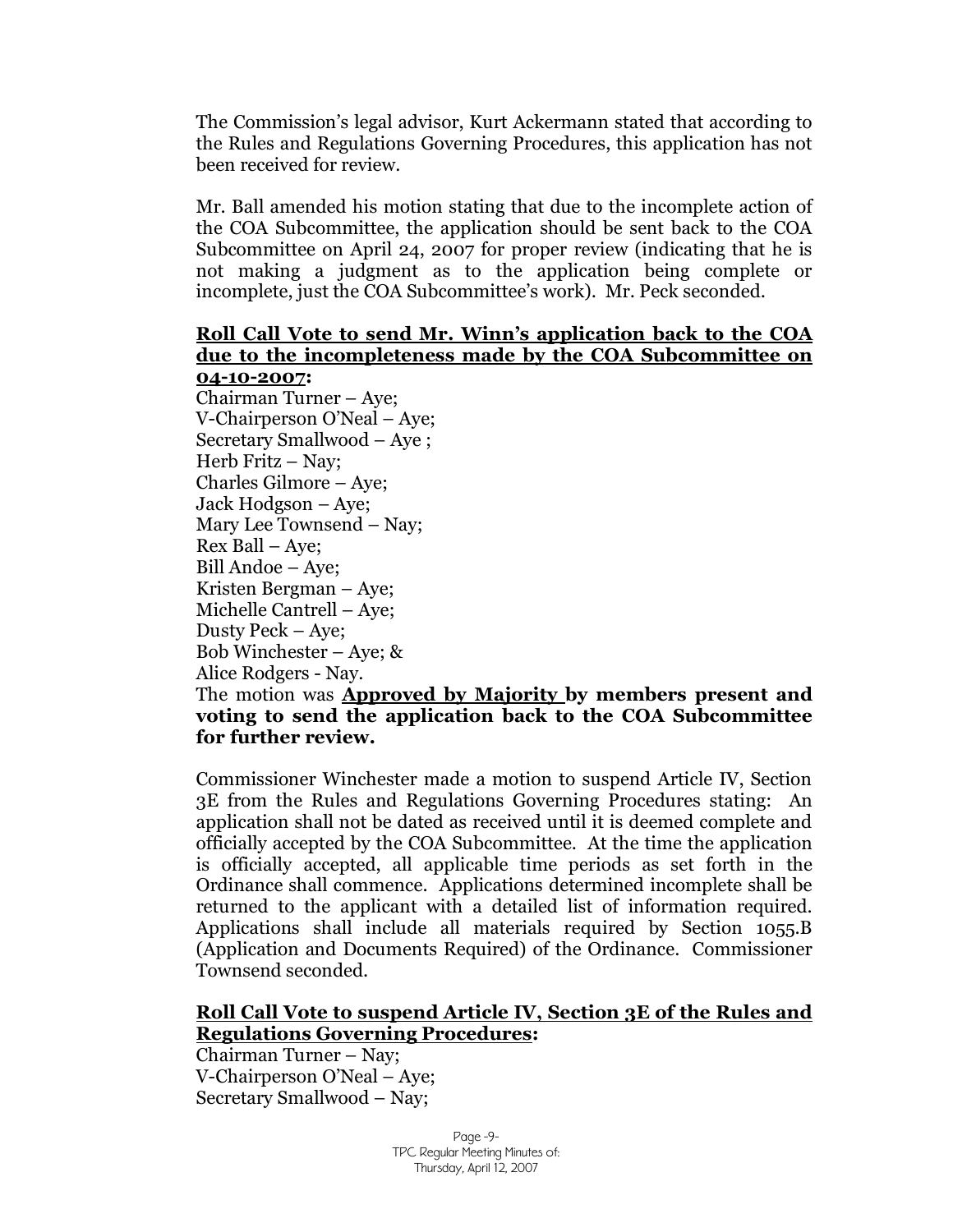The Commission's legal advisor, Kurt Ackermann stated that according to the Rules and Regulations Governing Procedures, this application has not been received for review.

Mr. Ball amended his motion stating that due to the incomplete action of the COA Subcommittee, the application should be sent back to the COA Subcommittee on April 24, 2007 for proper review (indicating that he is not making a judgment as to the application being complete or incomplete, just the COA Subcommittee's work). Mr. Peck seconded.

**Roll Call Vote to send Mr. Winn's application back to the COA due to the incompleteness made by the COA Subcommittee on 04-10-2007:**
Chairman Turner – Aye;
V-Chairperson O'Neal – Aye;
Secretary Smallwood – Aye ;
Herb Fritz – Nay;
Charles Gilmore – Aye;
Jack Hodgson – Aye;
Mary Lee Townsend – Nay;
Rex Ball – Aye;
Bill Andoe – Aye;
Kristen Bergman – Aye;
Michelle Cantrell – Aye;
Dusty Peck – Aye;
Bob Winchester – Aye; &
Alice Rodgers - Nay.
The motion was **Approved by Majority by members present and voting to send the application back to the COA Subcommittee for further review.**

Commissioner Winchester made a motion to suspend Article IV, Section 3E from the Rules and Regulations Governing Procedures stating: An application shall not be dated as received until it is deemed complete and officially accepted by the COA Subcommittee. At the time the application is officially accepted, all applicable time periods as set forth in the Ordinance shall commence. Applications determined incomplete shall be returned to the applicant with a detailed list of information required. Applications shall include all materials required by Section 1055.B (Application and Documents Required) of the Ordinance. Commissioner Townsend seconded.

**Roll Call Vote to suspend Article IV, Section 3E of the Rules and Regulations Governing Procedures:**
Chairman Turner – Nay;
V-Chairperson O'Neal – Aye;
Secretary Smallwood – Nay;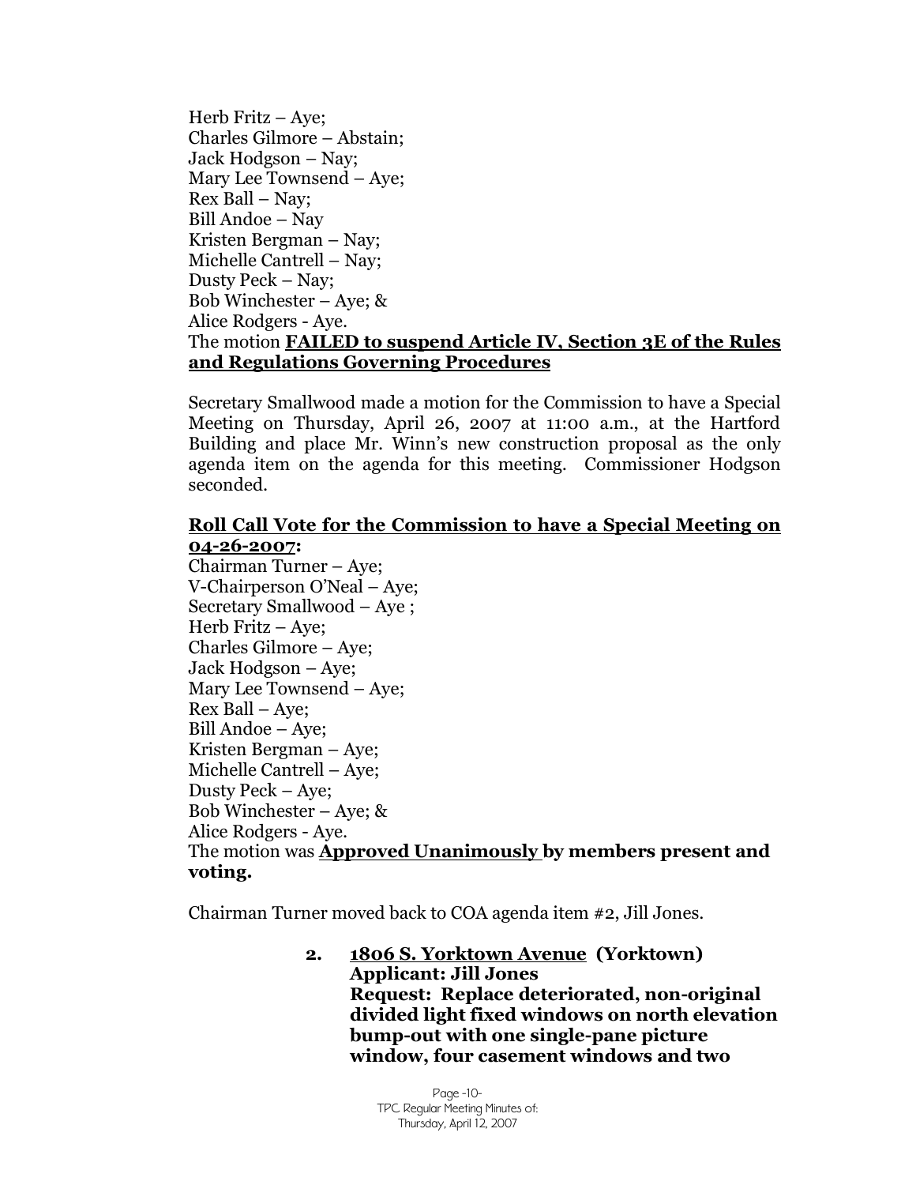Herb Fritz – Aye;
Charles Gilmore – Abstain;
Jack Hodgson – Nay;
Mary Lee Townsend – Aye;
Rex Ball – Nay;
Bill Andoe – Nay
Kristen Bergman – Nay;
Michelle Cantrell – Nay;
Dusty Peck – Nay;
Bob Winchester – Aye; &
Alice Rodgers - Aye.
The motion **FAILED to suspend Article IV, Section 3E of the Rules and Regulations Governing Procedures**

Secretary Smallwood made a motion for the Commission to have a Special Meeting on Thursday, April 26, 2007 at 11:00 a.m., at the Hartford Building and place Mr. Winn's new construction proposal as the only agenda item on the agenda for this meeting. Commissioner Hodgson seconded.

**Roll Call Vote for the Commission to have a Special Meeting on 04-26-2007:**
Chairman Turner – Aye;
V-Chairperson O'Neal – Aye;
Secretary Smallwood – Aye ;
Herb Fritz – Aye;
Charles Gilmore – Aye;
Jack Hodgson – Aye;
Mary Lee Townsend – Aye;
Rex Ball – Aye;
Bill Andoe – Aye;
Kristen Bergman – Aye;
Michelle Cantrell – Aye;
Dusty Peck – Aye;
Bob Winchester – Aye; &
Alice Rodgers - Aye.
The motion was **Approved Unanimously by members present and voting.**

Chairman Turner moved back to COA agenda item #2, Jill Jones.

**2. 1806 S. Yorktown Avenue (Yorktown)**
**Applicant: Jill Jones**
**Request: Replace deteriorated, non-original divided light fixed windows on north elevation bump-out with one single-pane picture window, four casement windows and two**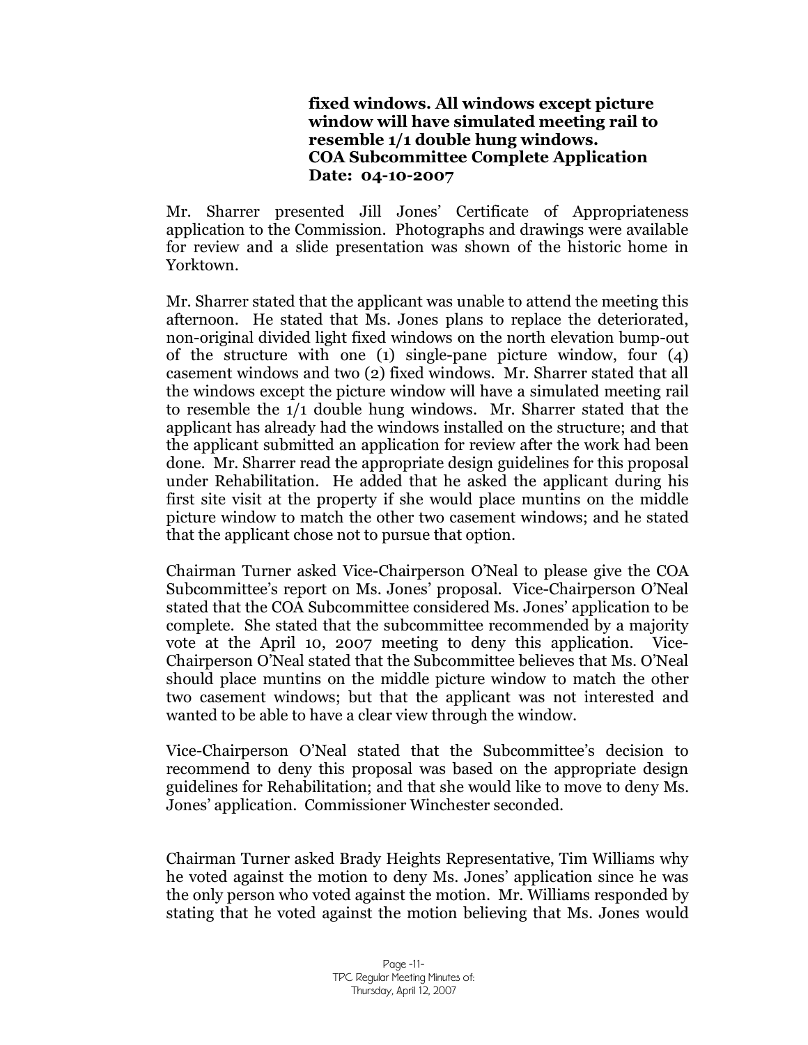**fixed windows. All windows except picture window will have simulated meeting rail to resemble 1/1 double hung windows.**
**COA Subcommittee Complete Application Date: 04-10-2007**

Mr. Sharrer presented Jill Jones' Certificate of Appropriateness application to the Commission. Photographs and drawings were available for review and a slide presentation was shown of the historic home in Yorktown.

Mr. Sharrer stated that the applicant was unable to attend the meeting this afternoon. He stated that Ms. Jones plans to replace the deteriorated, non-original divided light fixed windows on the north elevation bump-out of the structure with one (1) single-pane picture window, four (4) casement windows and two (2) fixed windows. Mr. Sharrer stated that all the windows except the picture window will have a simulated meeting rail to resemble the 1/1 double hung windows. Mr. Sharrer stated that the applicant has already had the windows installed on the structure; and that the applicant submitted an application for review after the work had been done. Mr. Sharrer read the appropriate design guidelines for this proposal under Rehabilitation. He added that he asked the applicant during his first site visit at the property if she would place muntins on the middle picture window to match the other two casement windows; and he stated that the applicant chose not to pursue that option.

Chairman Turner asked Vice-Chairperson O'Neal to please give the COA Subcommittee's report on Ms. Jones' proposal. Vice-Chairperson O'Neal stated that the COA Subcommittee considered Ms. Jones' application to be complete. She stated that the subcommittee recommended by a majority vote at the April 10, 2007 meeting to deny this application. Vice-Chairperson O'Neal stated that the Subcommittee believes that Ms. O'Neal should place muntins on the middle picture window to match the other two casement windows; but that the applicant was not interested and wanted to be able to have a clear view through the window.

Vice-Chairperson O'Neal stated that the Subcommittee's decision to recommend to deny this proposal was based on the appropriate design guidelines for Rehabilitation; and that she would like to move to deny Ms. Jones' application. Commissioner Winchester seconded.

Chairman Turner asked Brady Heights Representative, Tim Williams why he voted against the motion to deny Ms. Jones' application since he was the only person who voted against the motion. Mr. Williams responded by stating that he voted against the motion believing that Ms. Jones would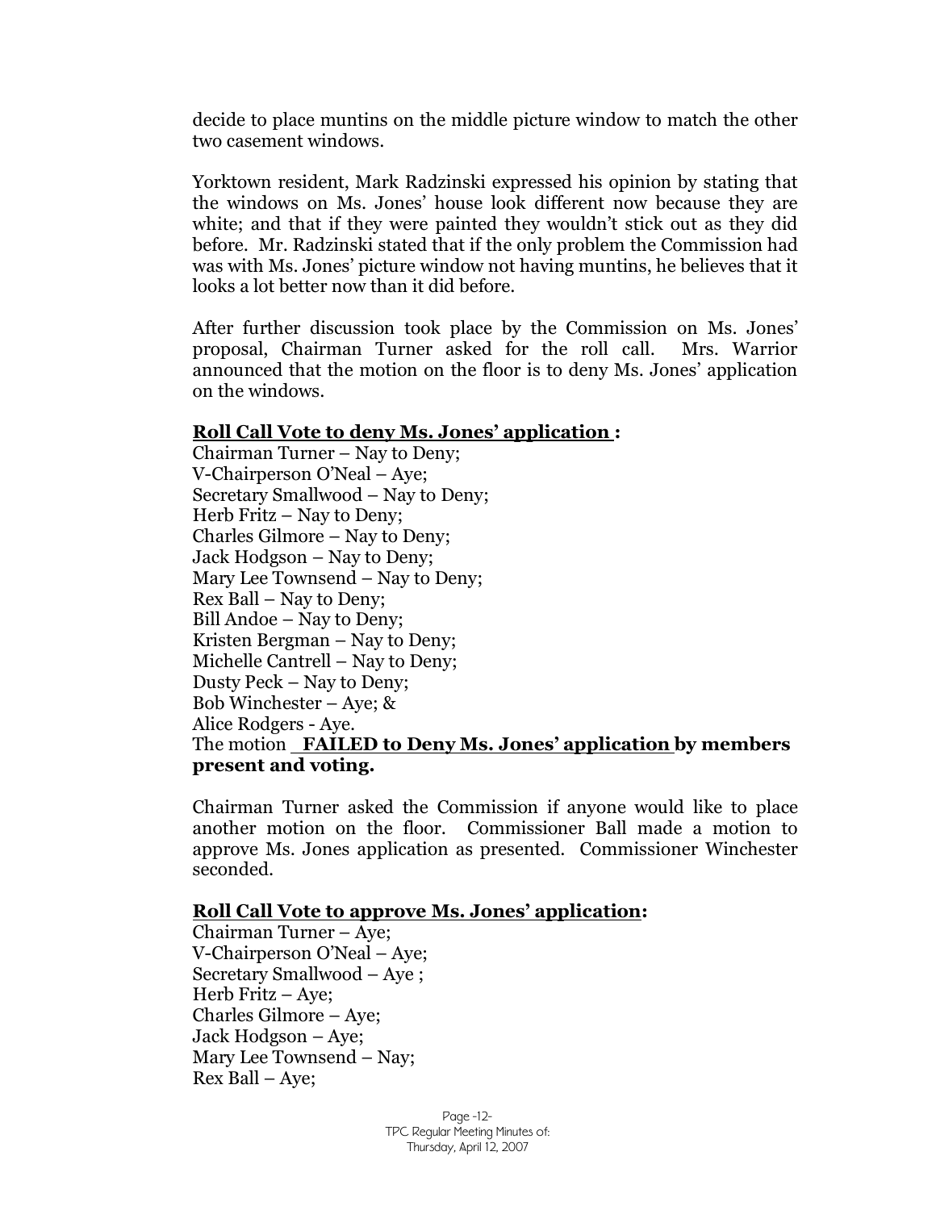decide to place muntins on the middle picture window to match the other two casement windows.

Yorktown resident, Mark Radzinski expressed his opinion by stating that the windows on Ms. Jones' house look different now because they are white; and that if they were painted they wouldn't stick out as they did before. Mr. Radzinski stated that if the only problem the Commission had was with Ms. Jones' picture window not having muntins, he believes that it looks a lot better now than it did before.

After further discussion took place by the Commission on Ms. Jones' proposal, Chairman Turner asked for the roll call. Mrs. Warrior announced that the motion on the floor is to deny Ms. Jones' application on the windows.

**Roll Call Vote to deny Ms. Jones' application :**
Chairman Turner – Nay to Deny;
V-Chairperson O'Neal – Aye;
Secretary Smallwood – Nay to Deny;
Herb Fritz – Nay to Deny;
Charles Gilmore – Nay to Deny;
Jack Hodgson – Nay to Deny;
Mary Lee Townsend – Nay to Deny;
Rex Ball – Nay to Deny;
Bill Andoe – Nay to Deny;
Kristen Bergman – Nay to Deny;
Michelle Cantrell – Nay to Deny;
Dusty Peck – Nay to Deny;
Bob Winchester – Aye; &
Alice Rodgers - Aye.
The motion **FAILED to Deny Ms. Jones' application by members present and voting.**

Chairman Turner asked the Commission if anyone would like to place another motion on the floor. Commissioner Ball made a motion to approve Ms. Jones application as presented. Commissioner Winchester seconded.

**Roll Call Vote to approve Ms. Jones' application:**
Chairman Turner – Aye;
V-Chairperson O'Neal – Aye;
Secretary Smallwood – Aye ;
Herb Fritz – Aye;
Charles Gilmore – Aye;
Jack Hodgson – Aye;
Mary Lee Townsend – Nay;
Rex Ball – Aye;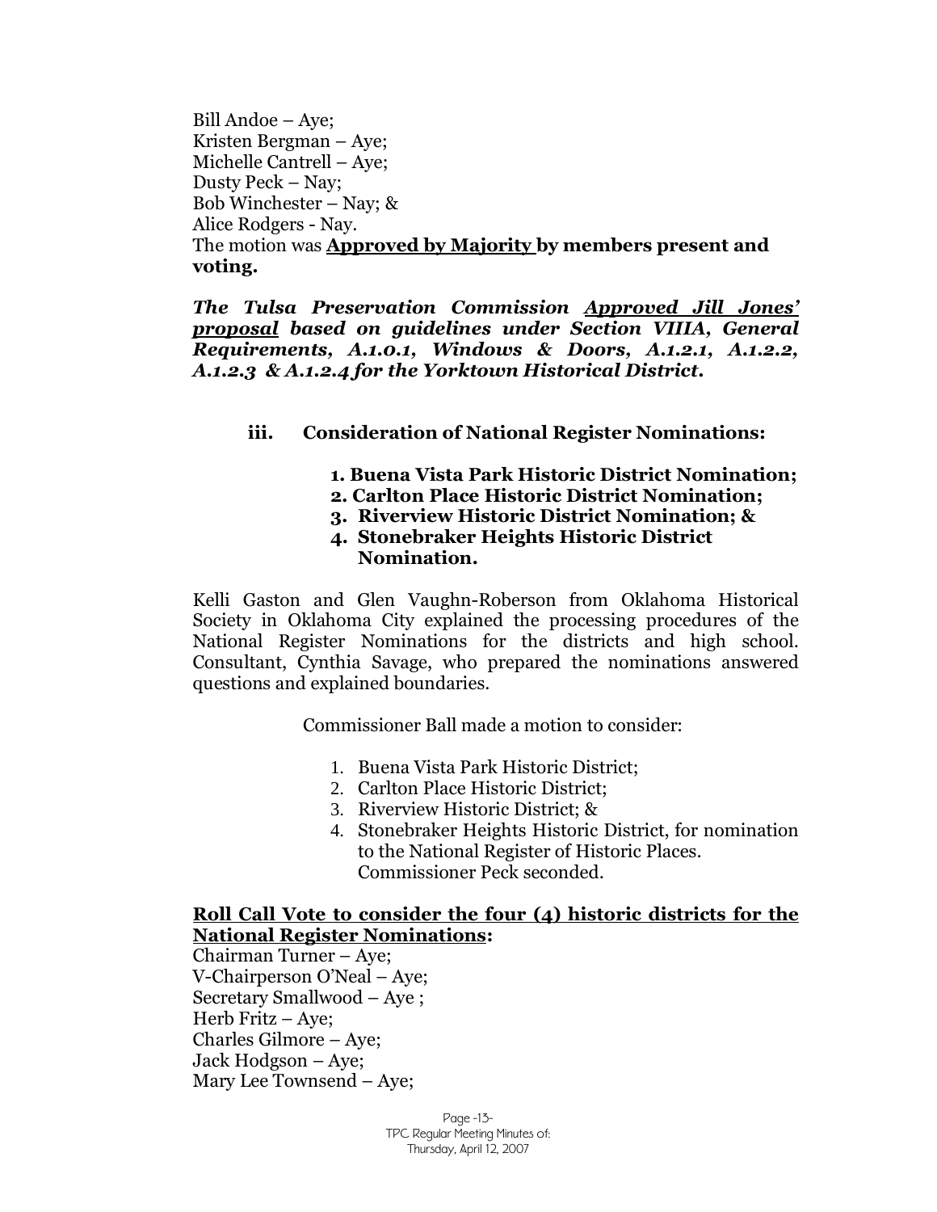Bill Andoe – Aye;
Kristen Bergman – Aye;
Michelle Cantrell – Aye;
Dusty Peck – Nay;
Bob Winchester – Nay; &
Alice Rodgers - Nay.
The motion was **Approved by Majority by members present and voting.**

***The Tulsa Preservation Commission Approved Jill Jones' proposal based on guidelines under Section VIIIA, General Requirements, A.1.0.1, Windows & Doors, A.1.2.1, A.1.2.2, A.1.2.3 & A.1.2.4 for the Yorktown Historical District.***

**iii. Consideration of National Register Nominations:**

1. **Buena Vista Park Historic District Nomination;**
2. **Carlton Place Historic District Nomination;**
3. **Riverview Historic District Nomination; &**
4. **Stonebraker Heights Historic District Nomination.**

Kelli Gaston and Glen Vaughn-Roberson from Oklahoma Historical Society in Oklahoma City explained the processing procedures of the National Register Nominations for the districts and high school. Consultant, Cynthia Savage, who prepared the nominations answered questions and explained boundaries.

Commissioner Ball made a motion to consider:

1. Buena Vista Park Historic District;
2. Carlton Place Historic District;
3. Riverview Historic District; &
4. Stonebraker Heights Historic District, for nomination to the National Register of Historic Places. Commissioner Peck seconded.

**Roll Call Vote to consider the four (4) historic districts for the National Register Nominations:**
Chairman Turner – Aye;
V-Chairperson O'Neal – Aye;
Secretary Smallwood – Aye ;
Herb Fritz – Aye;
Charles Gilmore – Aye;
Jack Hodgson – Aye;
Mary Lee Townsend – Aye;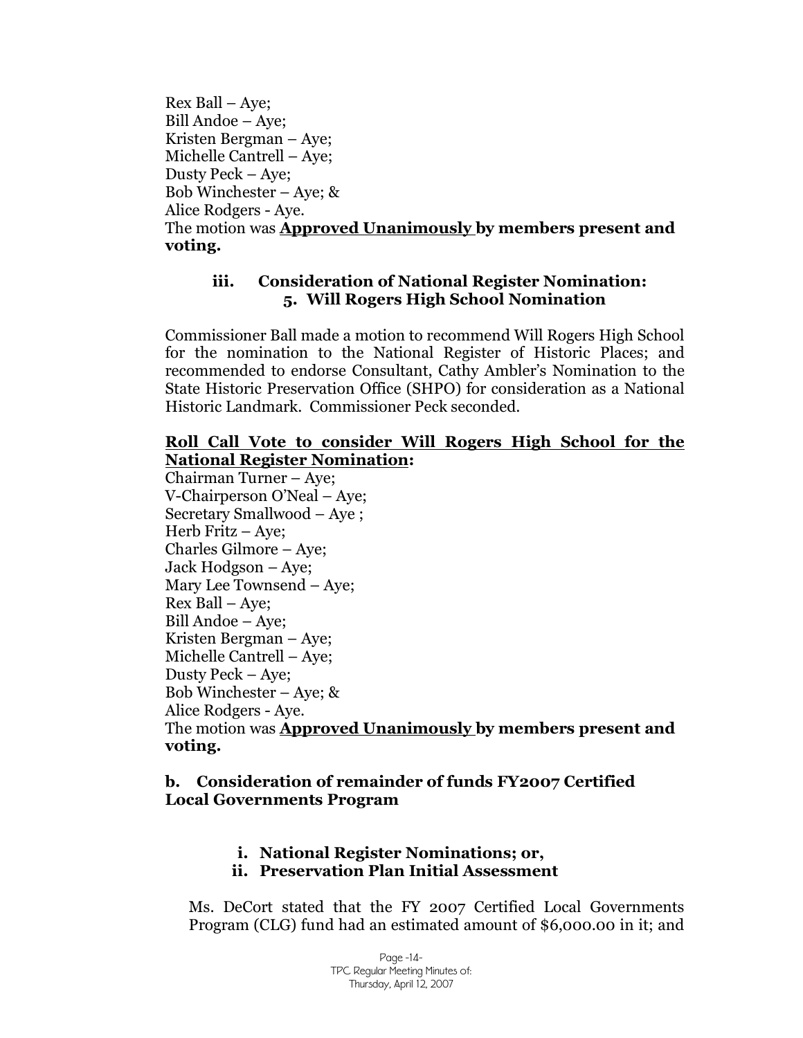Rex Ball – Aye;
Bill Andoe – Aye;
Kristen Bergman – Aye;
Michelle Cantrell – Aye;
Dusty Peck – Aye;
Bob Winchester – Aye; &
Alice Rodgers - Aye.
The motion was **Approved Unanimously by members present and voting.**

### iii. Consideration of National Register Nomination: 5. Will Rogers High School Nomination

Commissioner Ball made a motion to recommend Will Rogers High School for the nomination to the National Register of Historic Places; and recommended to endorse Consultant, Cathy Ambler's Nomination to the State Historic Preservation Office (SHPO) for consideration as a National Historic Landmark. Commissioner Peck seconded.

**Roll Call Vote to consider Will Rogers High School for the National Register Nomination:**
Chairman Turner – Aye;
V-Chairperson O'Neal – Aye;
Secretary Smallwood – Aye ;
Herb Fritz – Aye;
Charles Gilmore – Aye;
Jack Hodgson – Aye;
Mary Lee Townsend – Aye;
Rex Ball – Aye;
Bill Andoe – Aye;
Kristen Bergman – Aye;
Michelle Cantrell – Aye;
Dusty Peck – Aye;
Bob Winchester – Aye; &
Alice Rodgers - Aye.
The motion was **Approved Unanimously by members present and voting.**

### b. Consideration of remainder of funds FY2007 Certified Local Governments Program

- **i. National Register Nominations; or,**
- **ii. Preservation Plan Initial Assessment**

Ms. DeCort stated that the FY 2007 Certified Local Governments Program (CLG) fund had an estimated amount of $6,000.00 in it; and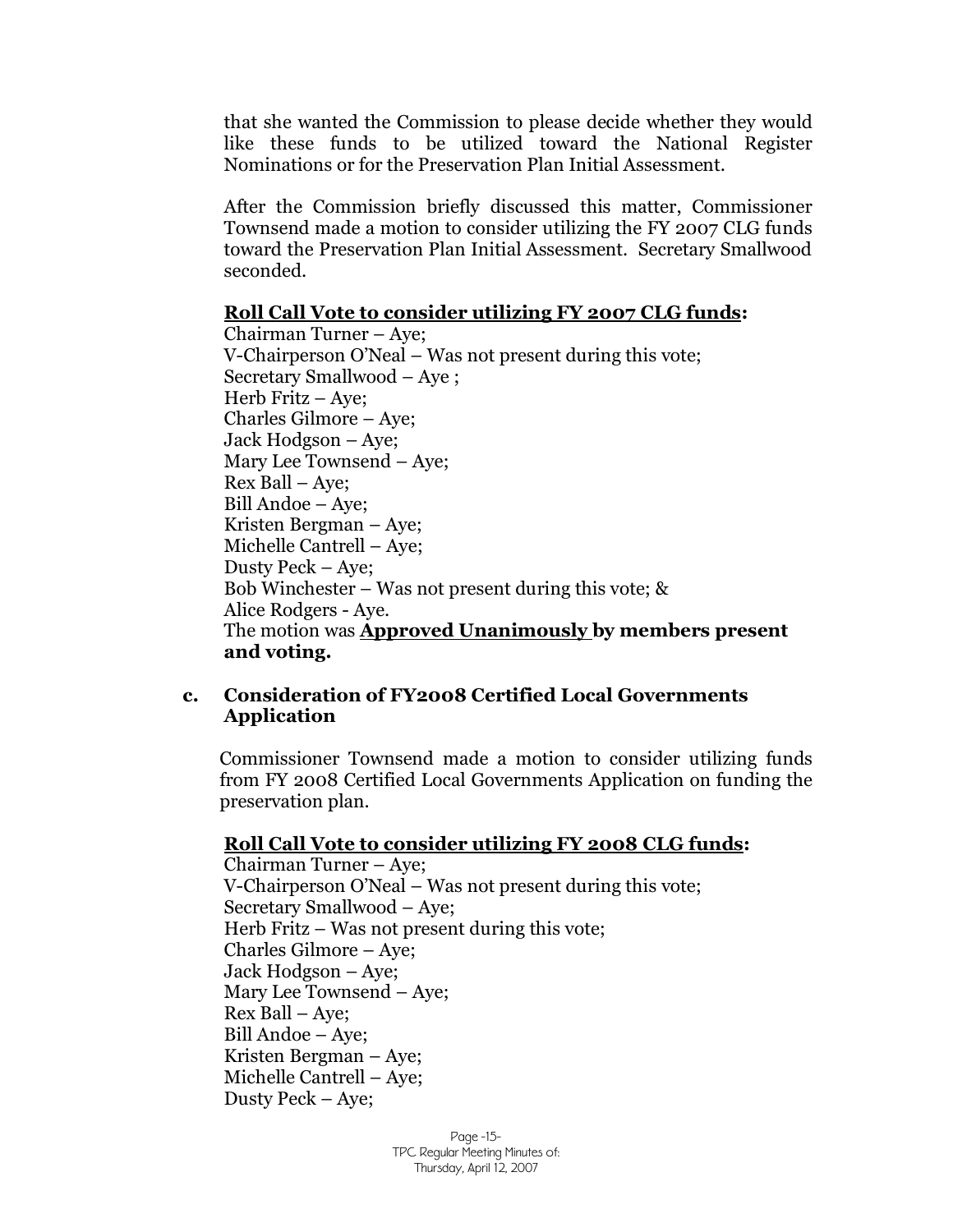that she wanted the Commission to please decide whether they would like these funds to be utilized toward the National Register Nominations or for the Preservation Plan Initial Assessment.

After the Commission briefly discussed this matter, Commissioner Townsend made a motion to consider utilizing the FY 2007 CLG funds toward the Preservation Plan Initial Assessment. Secretary Smallwood seconded.

**<u>Roll Call Vote to consider utilizing FY 2007 CLG funds</u>:**

Chairman Turner – Aye;
V-Chairperson O'Neal – Was not present during this vote;
Secretary Smallwood – Aye ;
Herb Fritz – Aye;
Charles Gilmore – Aye;
Jack Hodgson – Aye;
Mary Lee Townsend – Aye;
Rex Ball – Aye;
Bill Andoe – Aye;
Kristen Bergman – Aye;
Michelle Cantrell – Aye;
Dusty Peck – Aye;
Bob Winchester – Was not present during this vote; &
Alice Rodgers - Aye.
The motion was **<u>Approved Unanimously</u> by members present and voting.**

**c. Consideration of FY2008 Certified Local Governments Application**

Commissioner Townsend made a motion to consider utilizing funds from FY 2008 Certified Local Governments Application on funding the preservation plan.

**<u>Roll Call Vote to consider utilizing FY 2008 CLG funds</u>:**

Chairman Turner – Aye;
V-Chairperson O'Neal – Was not present during this vote;
Secretary Smallwood – Aye;
Herb Fritz – Was not present during this vote;
Charles Gilmore – Aye;
Jack Hodgson – Aye;
Mary Lee Townsend – Aye;
Rex Ball – Aye;
Bill Andoe – Aye;
Kristen Bergman – Aye;
Michelle Cantrell – Aye;
Dusty Peck – Aye;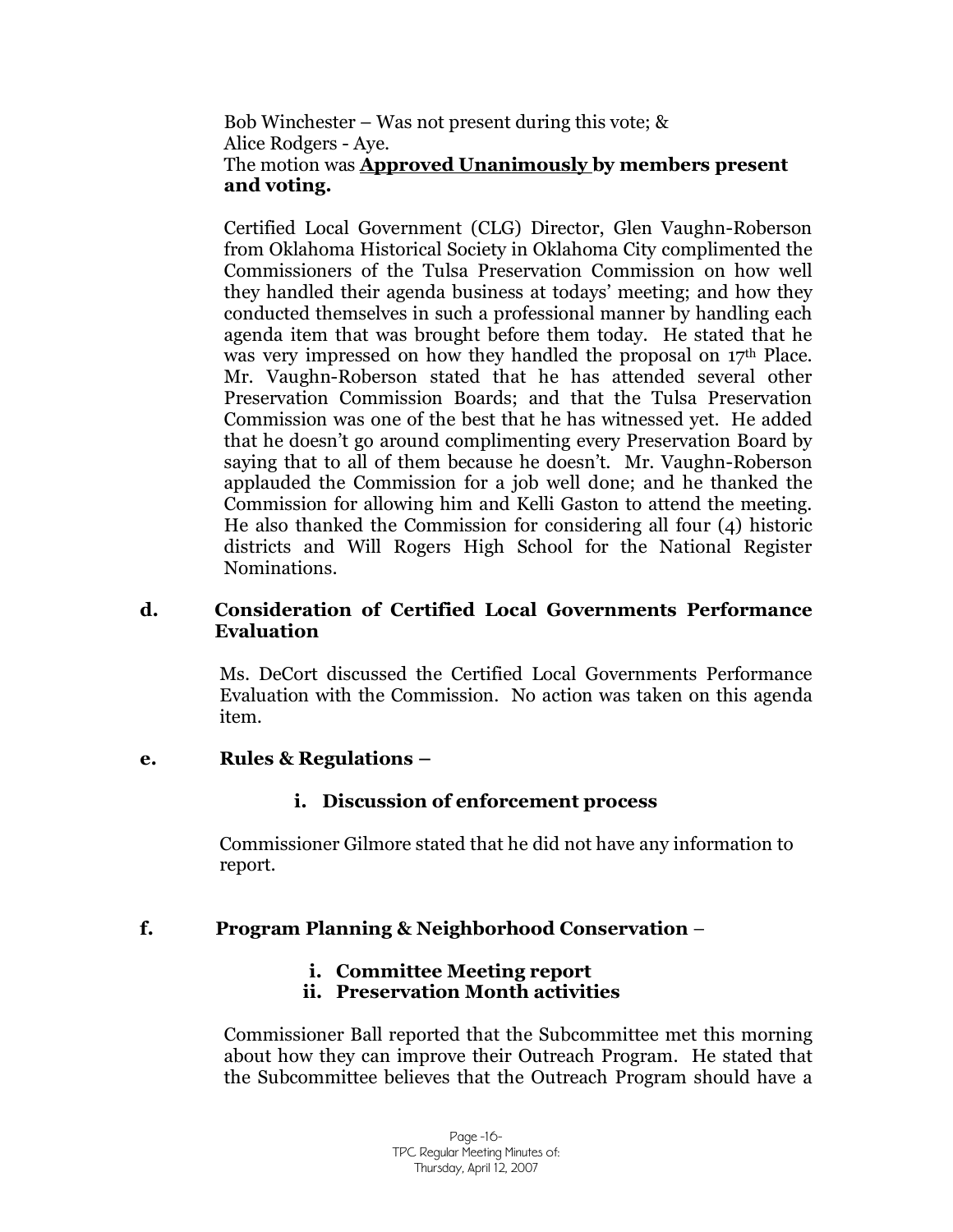Bob Winchester – Was not present during this vote; &
Alice Rodgers - Aye.
The motion was **<u>Approved Unanimously</u> by members present and voting.**

Certified Local Government (CLG) Director, Glen Vaughn-Roberson from Oklahoma Historical Society in Oklahoma City complimented the Commissioners of the Tulsa Preservation Commission on how well they handled their agenda business at todays' meeting; and how they conducted themselves in such a professional manner by handling each agenda item that was brought before them today. He stated that he was very impressed on how they handled the proposal on 17th Place. Mr. Vaughn-Roberson stated that he has attended several other Preservation Commission Boards; and that the Tulsa Preservation Commission was one of the best that he has witnessed yet. He added that he doesn't go around complimenting every Preservation Board by saying that to all of them because he doesn't. Mr. Vaughn-Roberson applauded the Commission for a job well done; and he thanked the Commission for allowing him and Kelli Gaston to attend the meeting. He also thanked the Commission for considering all four (4) historic districts and Will Rogers High School for the National Register Nominations.

**d. Consideration of Certified Local Governments Performance Evaluation**

Ms. DeCort discussed the Certified Local Governments Performance Evaluation with the Commission. No action was taken on this agenda item.

**e. Rules & Regulations –**

**i. Discussion of enforcement process**

Commissioner Gilmore stated that he did not have any information to report.

**f. Program Planning & Neighborhood Conservation –**

**i. Committee Meeting report**
**ii. Preservation Month activities**

Commissioner Ball reported that the Subcommittee met this morning about how they can improve their Outreach Program. He stated that the Subcommittee believes that the Outreach Program should have a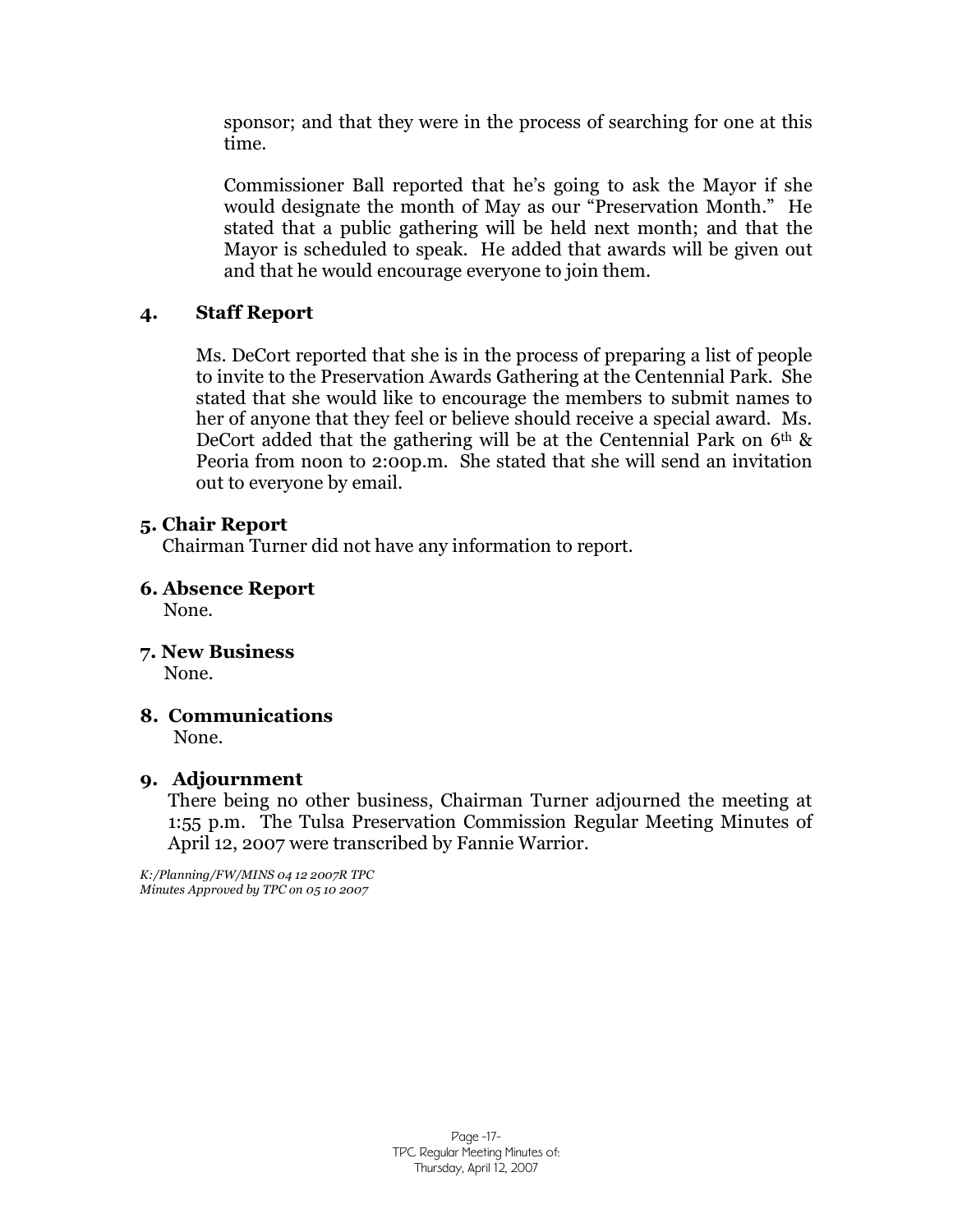sponsor; and that they were in the process of searching for one at this time.

Commissioner Ball reported that he's going to ask the Mayor if she would designate the month of May as our "Preservation Month." He stated that a public gathering will be held next month; and that the Mayor is scheduled to speak. He added that awards will be given out and that he would encourage everyone to join them.

### 4. Staff Report

Ms. DeCort reported that she is in the process of preparing a list of people to invite to the Preservation Awards Gathering at the Centennial Park. She stated that she would like to encourage the members to submit names to her of anyone that they feel or believe should receive a special award. Ms. DeCort added that the gathering will be at the Centennial Park on 6th & Peoria from noon to 2:00p.m. She stated that she will send an invitation out to everyone by email.

### 5. Chair Report

Chairman Turner did not have any information to report.

### 6. Absence Report

None.

### 7. New Business

None.

### 8. Communications

None.

### 9. Adjournment

There being no other business, Chairman Turner adjourned the meeting at 1:55 p.m. The Tulsa Preservation Commission Regular Meeting Minutes of April 12, 2007 were transcribed by Fannie Warrior.

*K:/Planning/FW/MINS 04 12 2007R TPC*
*Minutes Approved by TPC on 05 10 2007*